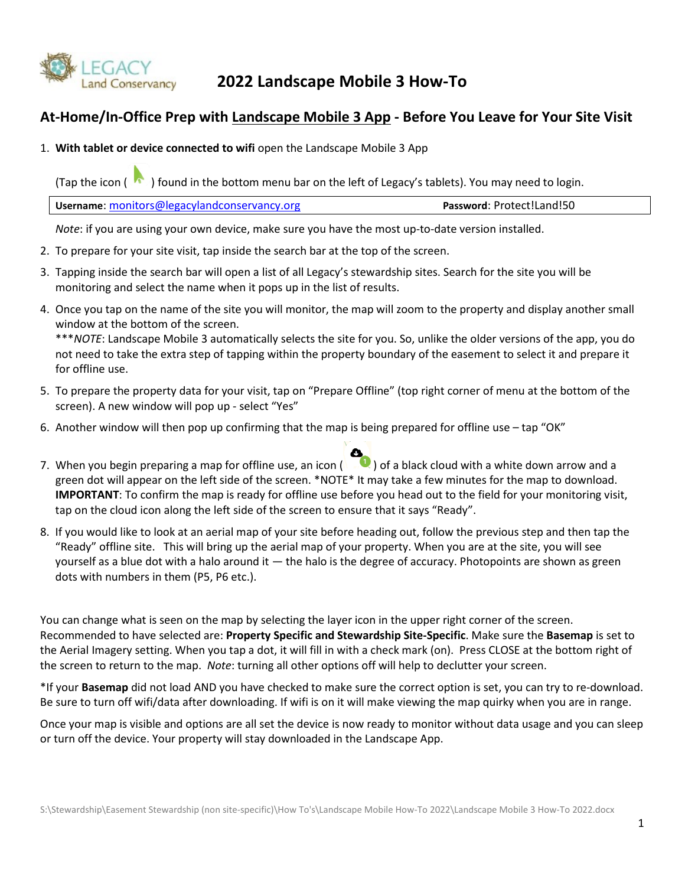# 2022 Landscape Mobile 3 How-To

## At-Home/In-Office Prep with Landscape Mobile 3 App - Before You Leave for Your Site Visit

1. **With tablet or device connected to wifi** open the Landscape Mobile 3 App

   (Tap the icon ( ) found in the bottom menu bar on the left of Legacy's tablets). You may need to login.

   | **Username**: monitors@legacylandconservancy.org | **Password**: Protect!Land!50 |
   |---|---|

   *Note*: if you are using your own device, make sure you have the most up-to-date version installed.

2. To prepare for your site visit, tap inside the search bar at the top of the screen.
3. Tapping inside the search bar will open a list of all Legacy's stewardship sites. Search for the site you will be monitoring and select the name when it pops up in the list of results.
4. Once you tap on the name of the site you will monitor, the map will zoom to the property and display another small window at the bottom of the screen.
   ****NOTE*: Landscape Mobile 3 automatically selects the site for you. So, unlike the older versions of the app, you do not need to take the extra step of tapping within the property boundary of the easement to select it and prepare it for offline use.
5. To prepare the property data for your visit, tap on "Prepare Offline" (top right corner of menu at the bottom of the screen). A new window will pop up - select "Yes"
6. Another window will then pop up confirming that the map is being prepared for offline use – tap "OK"
7. When you begin preparing a map for offline use, an icon ( ) of a black cloud with a white down arrow and a green dot will appear on the left side of the screen. *NOTE* It may take a few minutes for the map to download. **IMPORTANT**: To confirm the map is ready for offline use before you head out to the field for your monitoring visit, tap on the cloud icon along the left side of the screen to ensure that it says "Ready".
8. If you would like to look at an aerial map of your site before heading out, follow the previous step and then tap the "Ready" offline site. This will bring up the aerial map of your property. When you are at the site, you will see yourself as a blue dot with a halo around it — the halo is the degree of accuracy. Photopoints are shown as green dots with numbers in them (P5, P6 etc.).

You can change what is seen on the map by selecting the layer icon in the upper right corner of the screen. Recommended to have selected are: **Property Specific and Stewardship Site-Specific**. Make sure the **Basemap** is set to the Aerial Imagery setting. When you tap a dot, it will fill in with a check mark (on). Press CLOSE at the bottom right of the screen to return to the map. *Note*: turning all other options off will help to declutter your screen.

*If your **Basemap** did not load AND you have checked to make sure the correct option is set, you can try to re-download. Be sure to turn off wifi/data after downloading. If wifi is on it will make viewing the map quirky when you are in range.

Once your map is visible and options are all set the device is now ready to monitor without data usage and you can sleep or turn off the device. Your property will stay downloaded in the Landscape App.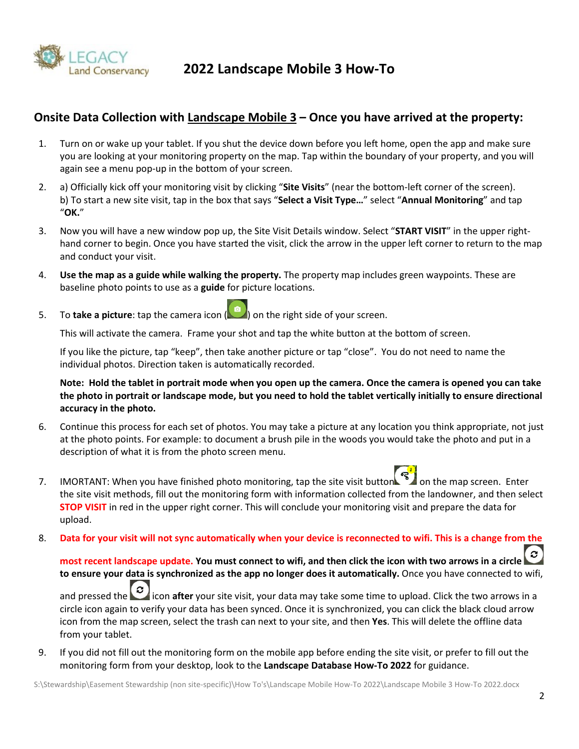# 2022 Landscape Mobile 3 How-To

## Onsite Data Collection with Landscape Mobile 3 – Once you have arrived at the property:

1. Turn on or wake up your tablet. If you shut the device down before you left home, open the app and make sure you are looking at your monitoring property on the map. Tap within the boundary of your property, and you will again see a menu pop-up in the bottom of your screen.
2. a) Officially kick off your monitoring visit by clicking "**Site Visits**" (near the bottom-left corner of the screen).
   b) To start a new site visit, tap in the box that says "**Select a Visit Type…**" select "**Annual Monitoring**" and tap "**OK.**"
3. Now you will have a new window pop up, the Site Visit Details window. Select "**START VISIT**" in the upper right-hand corner to begin. Once you have started the visit, click the arrow in the upper left corner to return to the map and conduct your visit.
4. **Use the map as a guide while walking the property.** The property map includes green waypoints. These are baseline photo points to use as a **guide** for picture locations.
5. To **take a picture**: tap the camera icon ( ) on the right side of your screen.

   This will activate the camera. Frame your shot and tap the white button at the bottom of screen.

   If you like the picture, tap "keep", then take another picture or tap "close". You do not need to name the individual photos. Direction taken is automatically recorded.

   **Note: Hold the tablet in portrait mode when you open up the camera. Once the camera is opened you can take the photo in portrait or landscape mode, but you need to hold the tablet vertically initially to ensure directional accuracy in the photo.**
6. Continue this process for each set of photos. You may take a picture at any location you think appropriate, not just at the photo points. For example: to document a brush pile in the woods you would take the photo and put in a description of what it is from the photo screen menu.
7. IMORTANT: When you have finished photo monitoring, tap the site visit button on the map screen. Enter the site visit methods, fill out the monitoring form with information collected from the landowner, and then select **STOP VISIT** in red in the upper right corner. This will conclude your monitoring visit and prepare the data for upload.
8. **Data for your visit will not sync automatically when your device is reconnected to wifi. This is a change from the most recent landscape update. You must connect to wifi, and then click the icon with two arrows in a circle to ensure your data is synchronized as the app no longer does it automatically.** Once you have connected to wifi, and pressed the icon **after** your site visit, your data may take some time to upload. Click the two arrows in a circle icon again to verify your data has been synced. Once it is synchronized, you can click the black cloud arrow icon from the map screen, select the trash can next to your site, and then **Yes**. This will delete the offline data from your tablet.
9. If you did not fill out the monitoring form on the mobile app before ending the site visit, or prefer to fill out the monitoring form from your desktop, look to the **Landscape Database How-To 2022** for guidance.

S:\Stewardship\Easement Stewardship (non site-specific)\How To's\Landscape Mobile How-To 2022\Landscape Mobile 3 How-To 2022.docx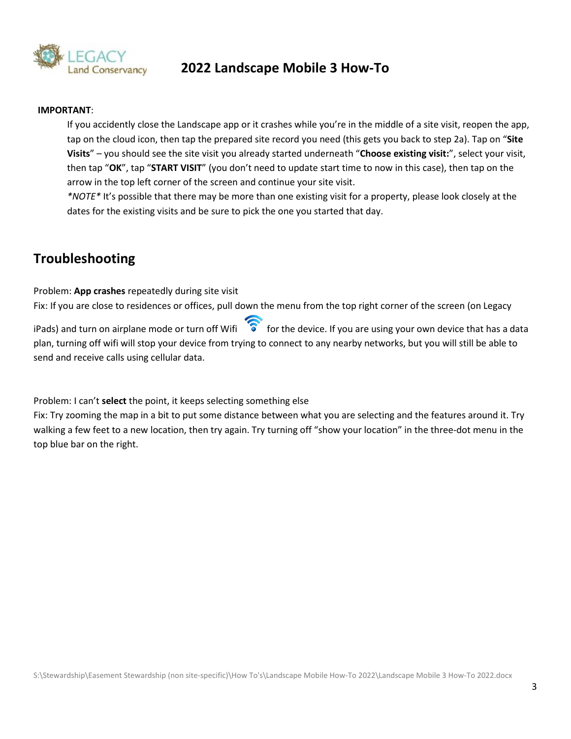**IMPORTANT**:

If you accidently close the Landscape app or it crashes while you're in the middle of a site visit, reopen the app, tap on the cloud icon, then tap the prepared site record you need (this gets you back to step 2a). Tap on "**Site Visits**" – you should see the site visit you already started underneath "**Choose existing visit:**", select your visit, then tap "**OK**", tap "**START VISIT**" (you don't need to update start time to now in this case), then tap on the arrow in the top left corner of the screen and continue your site visit.

*\*NOTE\** It's possible that there may be more than one existing visit for a property, please look closely at the dates for the existing visits and be sure to pick the one you started that day.

## Troubleshooting

Problem: **App crashes** repeatedly during site visit

Fix: If you are close to residences or offices, pull down the menu from the top right corner of the screen (on Legacy iPads) and turn on airplane mode or turn off Wifi for the device. If you are using your own device that has a data plan, turning off wifi will stop your device from trying to connect to any nearby networks, but you will still be able to send and receive calls using cellular data.

Problem: I can't **select** the point, it keeps selecting something else

Fix: Try zooming the map in a bit to put some distance between what you are selecting and the features around it. Try walking a few feet to a new location, then try again. Try turning off "show your location" in the three-dot menu in the top blue bar on the right.